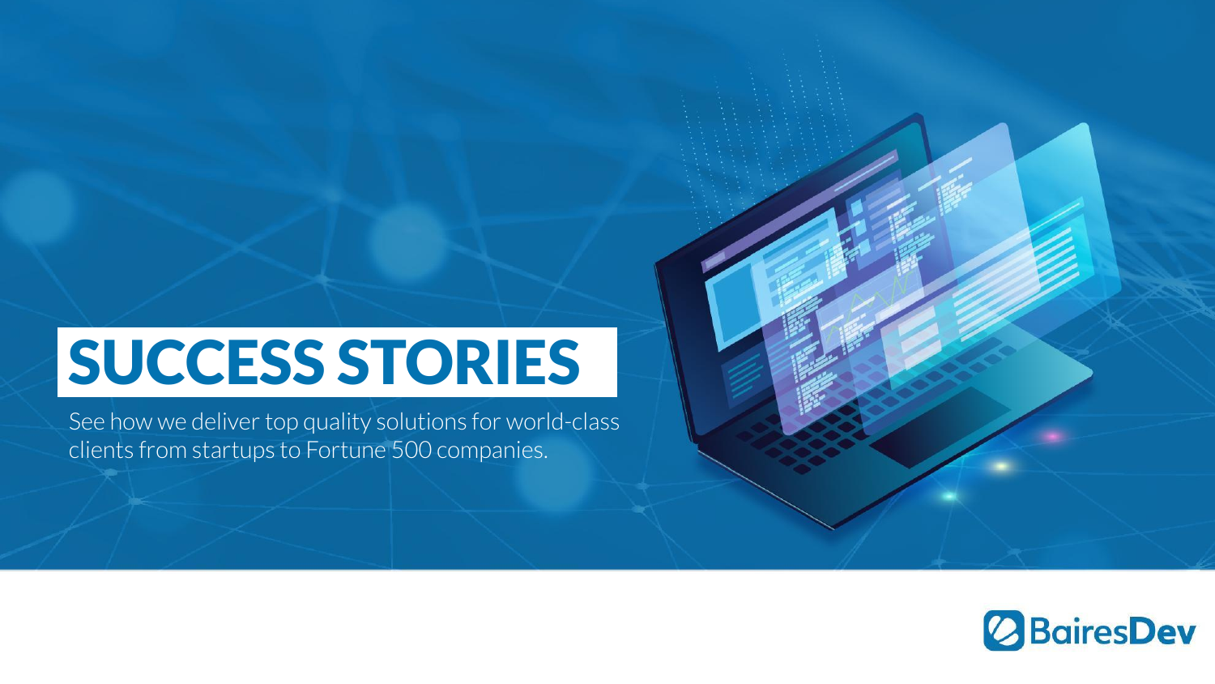# SUCCESS STORIES

See how we deliver top quality solutions for world-class clients from startups to Fortune 500 companies.

BairesDev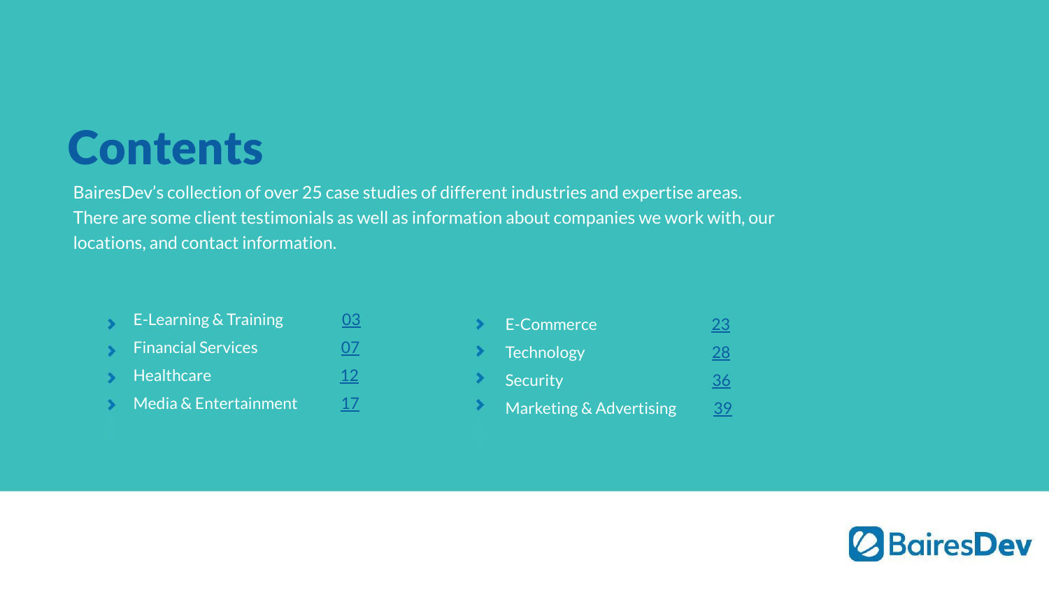# Contents

BairesDev's collection of over 25 case studies of different industries and expertise areas. There are some client testimonials as well as information about companies we work with, our locations, and contact information.

- E-Learning & Training 03
- Financial Services 07
- Healthcare 12
- Media & Entertainment 17
- E-Commerce 23
- Technology 28
- Security 36
- Marketing & Advertising 39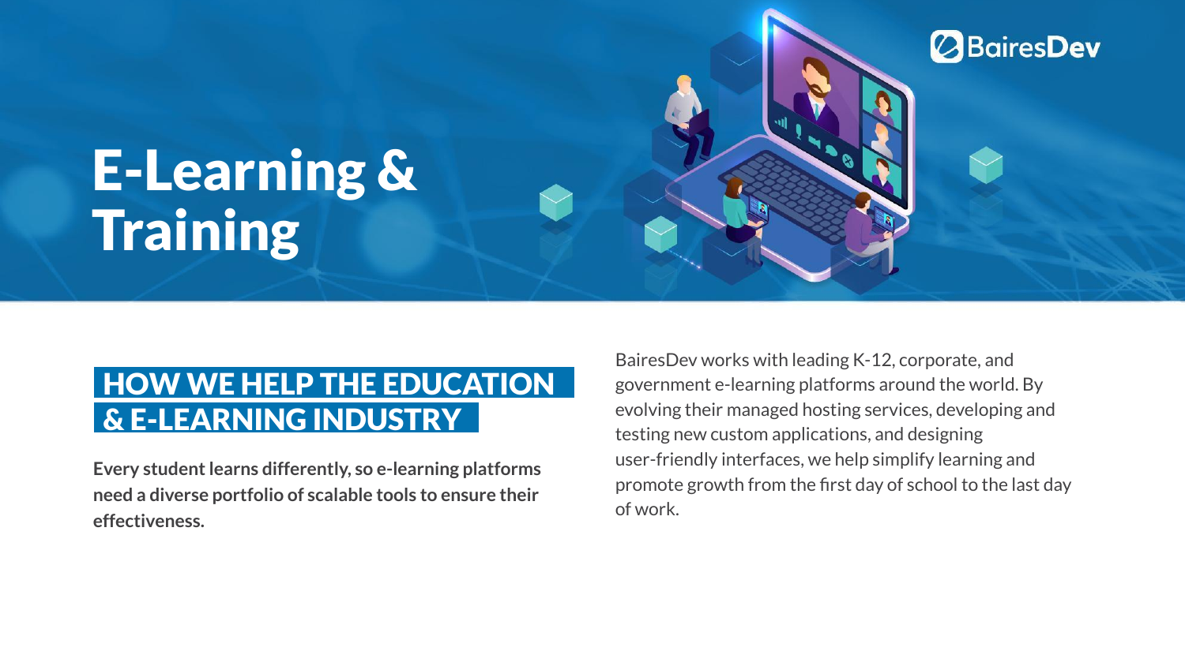# E-Learning & Training

## HOW WE HELP THE EDUCATION & E-LEARNING INDUSTRY

**Every student learns differently, so e-learning platforms need a diverse portfolio of scalable tools to ensure their effectiveness.**

BairesDev works with leading K-12, corporate, and government e-learning platforms around the world. By evolving their managed hosting services, developing and testing new custom applications, and designing user-friendly interfaces, we help simplify learning and promote growth from the first day of school to the last day of work.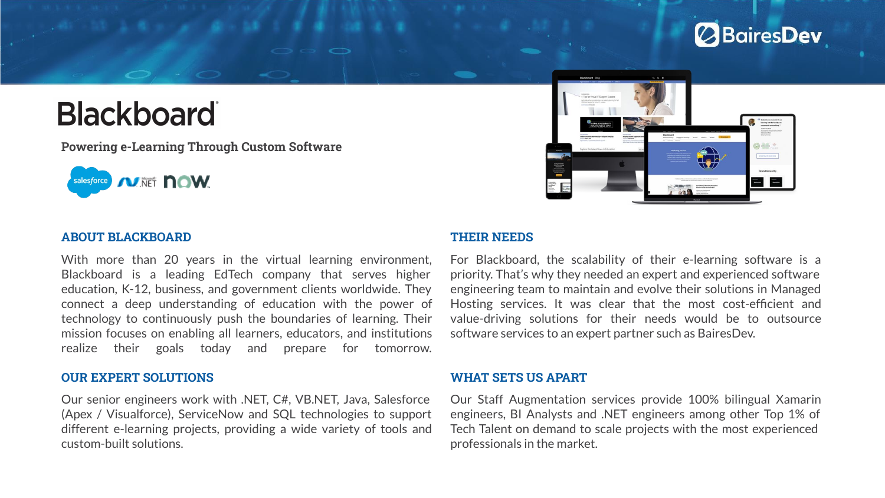# Blackboard

**Powering e-Learning Through Custom Software**

## ABOUT BLACKBOARD

With more than 20 years in the virtual learning environment, Blackboard is a leading EdTech company that serves higher education, K-12, business, and government clients worldwide. They connect a deep understanding of education with the power of technology to continuously push the boundaries of learning. Their mission focuses on enabling all learners, educators, and institutions realize their goals today and prepare for tomorrow.

## OUR EXPERT SOLUTIONS

Our senior engineers work with .NET, C#, VB.NET, Java, Salesforce (Apex / Visualforce), ServiceNow and SQL technologies to support different e-learning projects, providing a wide variety of tools and custom-built solutions.

## THEIR NEEDS

For Blackboard, the scalability of their e-learning software is a priority. That's why they needed an expert and experienced software engineering team to maintain and evolve their solutions in Managed Hosting services. It was clear that the most cost-efficient and value-driving solutions for their needs would be to outsource software services to an expert partner such as BairesDev.

## WHAT SETS US APART

Our Staff Augmentation services provide 100% bilingual Xamarin engineers, BI Analysts and .NET engineers among other Top 1% of Tech Talent on demand to scale projects with the most experienced professionals in the market.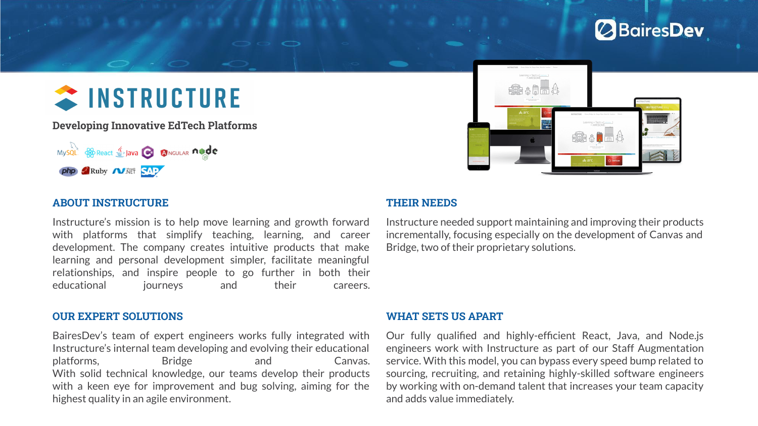# INSTRUCTURE

**Developing Innovative EdTech Platforms**

## ABOUT INSTRUCTURE

Instructure's mission is to help move learning and growth forward with platforms that simplify teaching, learning, and career development. The company creates intuitive products that make learning and personal development simpler, facilitate meaningful relationships, and inspire people to go further in both their educational journeys and their careers.

## THEIR NEEDS

Instructure needed support maintaining and improving their products incrementally, focusing especially on the development of Canvas and Bridge, two of their proprietary solutions.

## OUR EXPERT SOLUTIONS

BairesDev's team of expert engineers works fully integrated with Instructure's internal team developing and evolving their educational platforms, Bridge and Canvas.
With solid technical knowledge, our teams develop their products with a keen eye for improvement and bug solving, aiming for the highest quality in an agile environment.

## WHAT SETS US APART

Our fully qualified and highly-efficient React, Java, and Node.js engineers work with Instructure as part of our Staff Augmentation service. With this model, you can bypass every speed bump related to sourcing, recruiting, and retaining highly-skilled software engineers by working with on-demand talent that increases your team capacity and adds value immediately.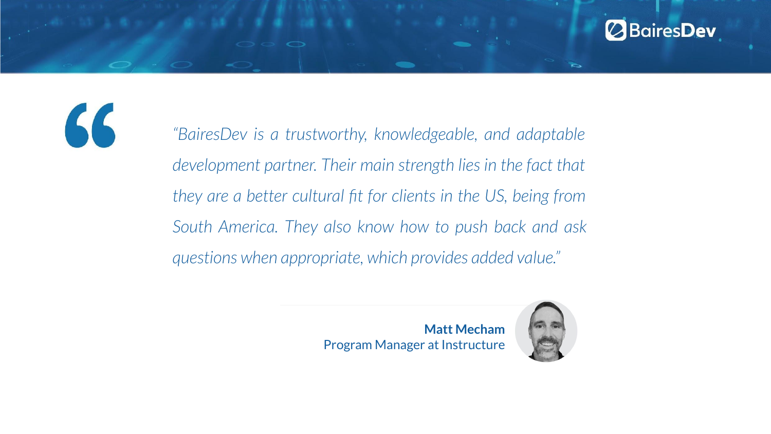> *"BairesDev is a trustworthy, knowledgeable, and adaptable development partner. Their main strength lies in the fact that they are a better cultural fit for clients in the US, being from South America. They also know how to push back and ask questions when appropriate, which provides added value."*

**Matt Mecham**
Program Manager at Instructure